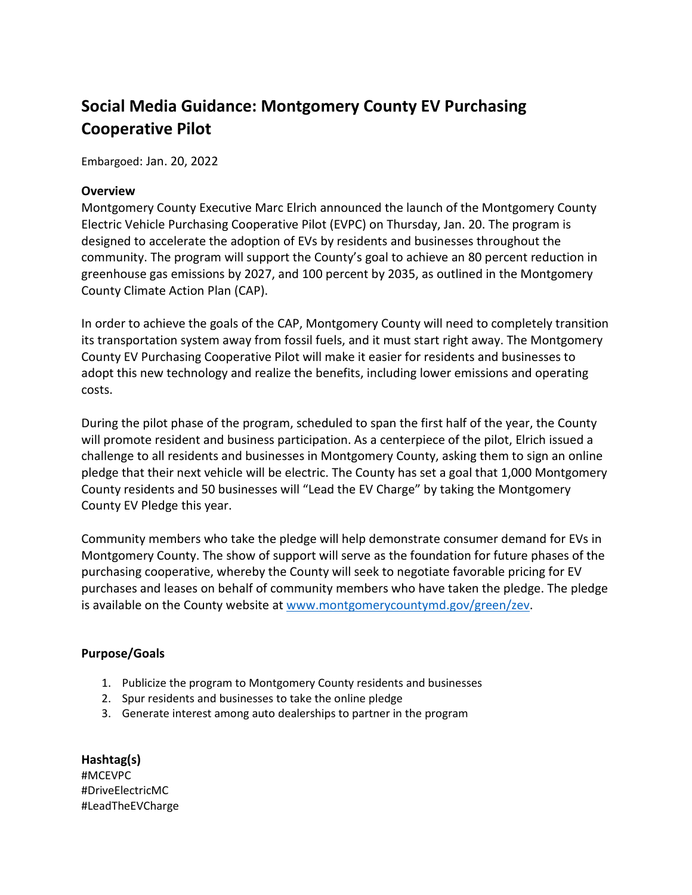# Social Media Guidance: Montgomery County EV Purchasing Cooperative Pilot

Embargoed: Jan. 20, 2022

**Overview**

Montgomery County Executive Marc Elrich announced the launch of the Montgomery County Electric Vehicle Purchasing Cooperative Pilot (EVPC) on Thursday, Jan. 20. The program is designed to accelerate the adoption of EVs by residents and businesses throughout the community. The program will support the County's goal to achieve an 80 percent reduction in greenhouse gas emissions by 2027, and 100 percent by 2035, as outlined in the Montgomery County Climate Action Plan (CAP).

In order to achieve the goals of the CAP, Montgomery County will need to completely transition its transportation system away from fossil fuels, and it must start right away. The Montgomery County EV Purchasing Cooperative Pilot will make it easier for residents and businesses to adopt this new technology and realize the benefits, including lower emissions and operating costs.

During the pilot phase of the program, scheduled to span the first half of the year, the County will promote resident and business participation. As a centerpiece of the pilot, Elrich issued a challenge to all residents and businesses in Montgomery County, asking them to sign an online pledge that their next vehicle will be electric. The County has set a goal that 1,000 Montgomery County residents and 50 businesses will "Lead the EV Charge" by taking the Montgomery County EV Pledge this year.

Community members who take the pledge will help demonstrate consumer demand for EVs in Montgomery County. The show of support will serve as the foundation for future phases of the purchasing cooperative, whereby the County will seek to negotiate favorable pricing for EV purchases and leases on behalf of community members who have taken the pledge. The pledge is available on the County website at [www.montgomerycountymd.gov/green/zev](www.montgomerycountymd.gov/green/zev).

**Purpose/Goals**

1. Publicize the program to Montgomery County residents and businesses
2. Spur residents and businesses to take the online pledge
3. Generate interest among auto dealerships to partner in the program

**Hashtag(s)**

#MCEVPC
#DriveElectricMC
#LeadTheEVCharge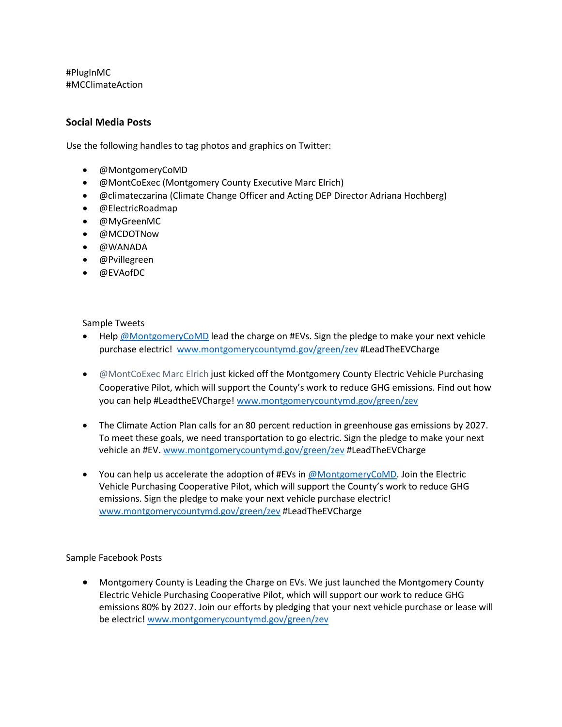#PlugInMC
#MCClimateAction

**Social Media Posts**

Use the following handles to tag photos and graphics on Twitter:

- @MontgomeryCoMD
- @MontCoExec (Montgomery County Executive Marc Elrich)
- @climateczarina (Climate Change Officer and Acting DEP Director Adriana Hochberg)
- @ElectricRoadmap
- @MyGreenMC
- @MCDOTNow
- @WANADA
- @Pvillegreen
- @EVAofDC

Sample Tweets

- Help @MontgomeryCoMD lead the charge on #EVs. Sign the pledge to make your next vehicle purchase electric! www.montgomerycountymd.gov/green/zev #LeadTheEVCharge

- @MontCoExec Marc Elrich just kicked off the Montgomery County Electric Vehicle Purchasing Cooperative Pilot, which will support the County's work to reduce GHG emissions. Find out how you can help #LeadtheEVCharge! www.montgomerycountymd.gov/green/zev

- The Climate Action Plan calls for an 80 percent reduction in greenhouse gas emissions by 2027. To meet these goals, we need transportation to go electric. Sign the pledge to make your next vehicle an #EV. www.montgomerycountymd.gov/green/zev #LeadTheEVCharge

- You can help us accelerate the adoption of #EVs in @MontgomeryCoMD. Join the Electric Vehicle Purchasing Cooperative Pilot, which will support the County's work to reduce GHG emissions. Sign the pledge to make your next vehicle purchase electric! www.montgomerycountymd.gov/green/zev #LeadTheEVCharge

Sample Facebook Posts

- Montgomery County is Leading the Charge on EVs. We just launched the Montgomery County Electric Vehicle Purchasing Cooperative Pilot, which will support our work to reduce GHG emissions 80% by 2027. Join our efforts by pledging that your next vehicle purchase or lease will be electric! www.montgomerycountymd.gov/green/zev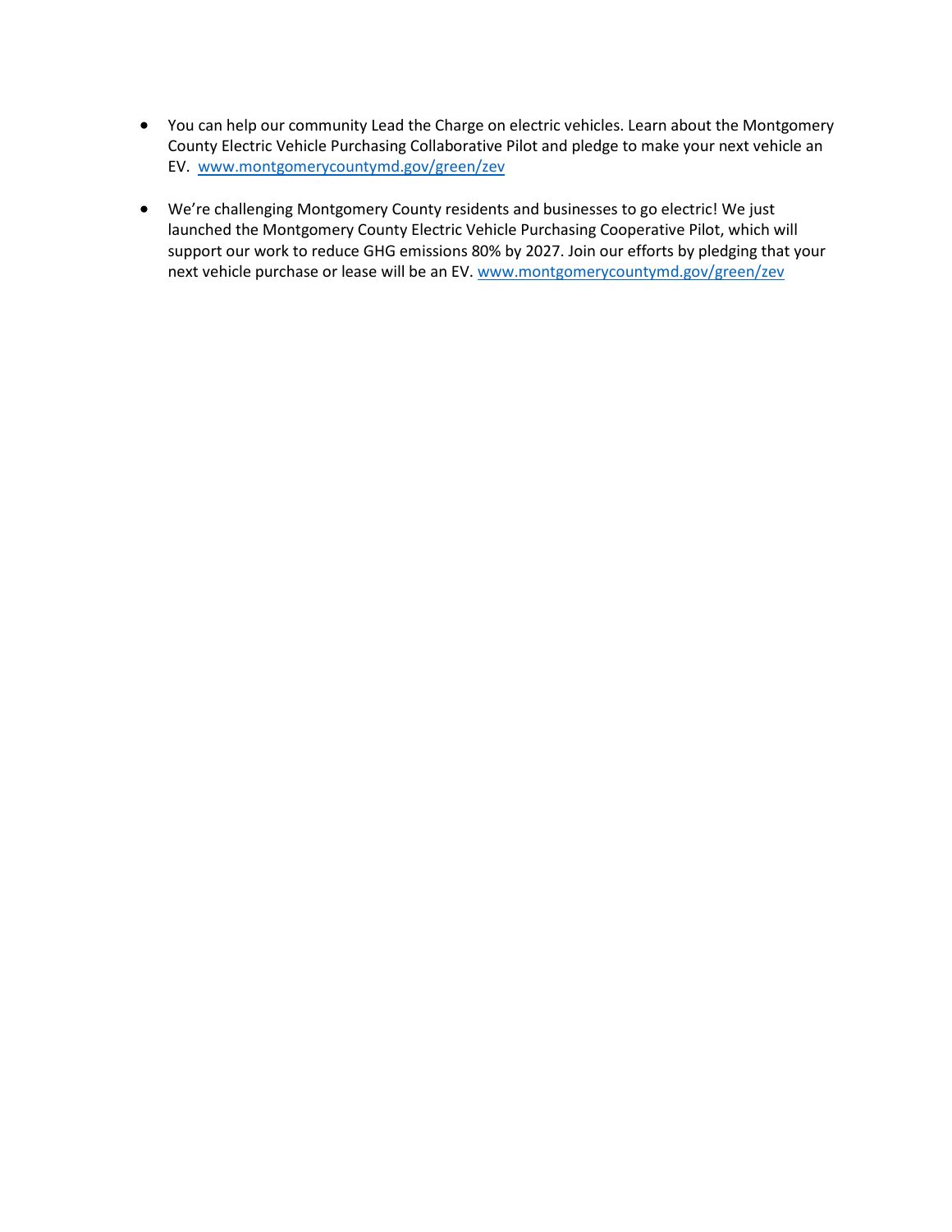- You can help our community Lead the Charge on electric vehicles. Learn about the Montgomery County Electric Vehicle Purchasing Collaborative Pilot and pledge to make your next vehicle an EV. [www.montgomerycountymd.gov/green/zev](www.montgomerycountymd.gov/green/zev)

- We're challenging Montgomery County residents and businesses to go electric! We just launched the Montgomery County Electric Vehicle Purchasing Cooperative Pilot, which will support our work to reduce GHG emissions 80% by 2027. Join our efforts by pledging that your next vehicle purchase or lease will be an EV. [www.montgomerycountymd.gov/green/zev](www.montgomerycountymd.gov/green/zev)